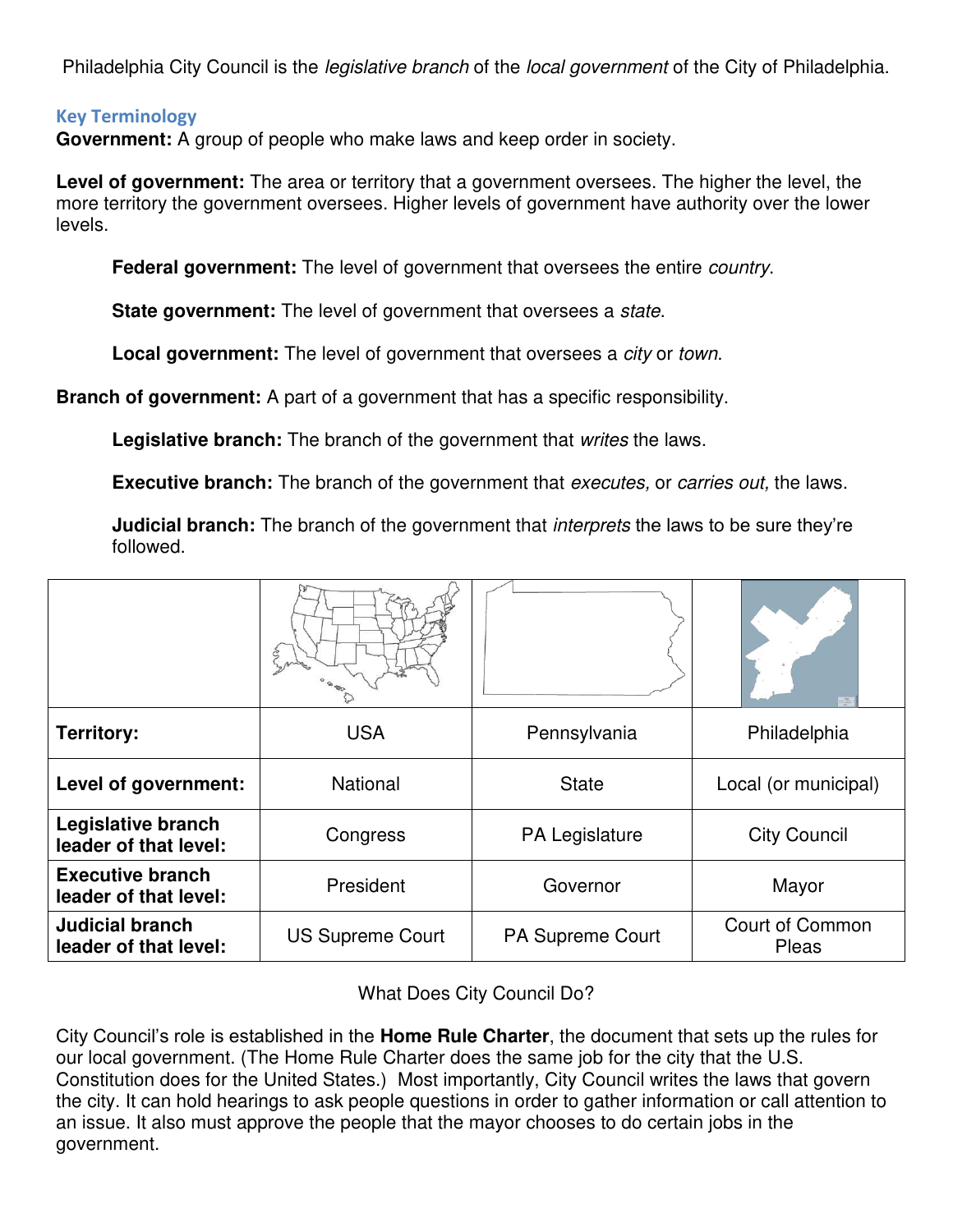Philadelphia City Council is the *legislative branch* of the *local government* of the City of Philadelphia.

## Key Terminology

**Government:** A group of people who make laws and keep order in society.

**Level of government:** The area or territory that a government oversees. The higher the level, the more territory the government oversees. Higher levels of government have authority over the lower levels.

> **Federal government:** The level of government that oversees the entire *country*.
>
> **State government:** The level of government that oversees a *state*.
>
> **Local government:** The level of government that oversees a *city* or *town*.

**Branch of government:** A part of a government that has a specific responsibility.

> **Legislative branch:** The branch of the government that *writes* the laws.
>
> **Executive branch:** The branch of the government that *executes,* or *carries out,* the laws.
>
> **Judicial branch:** The branch of the government that *interprets* the laws to be sure they're followed.

| | | | |
|---|---|---|---|
| **Territory:** | USA | Pennsylvania | Philadelphia |
| **Level of government:** | National | State | Local (or municipal) |
| **Legislative branch leader of that level:** | Congress | PA Legislature | City Council |
| **Executive branch leader of that level:** | President | Governor | Mayor |
| **Judicial branch leader of that level:** | US Supreme Court | PA Supreme Court | Court of Common Pleas |

What Does City Council Do?

City Council's role is established in the **Home Rule Charter**, the document that sets up the rules for our local government. (The Home Rule Charter does the same job for the city that the U.S. Constitution does for the United States.) Most importantly, City Council writes the laws that govern the city. It can hold hearings to ask people questions in order to gather information or call attention to an issue. It also must approve the people that the mayor chooses to do certain jobs in the government.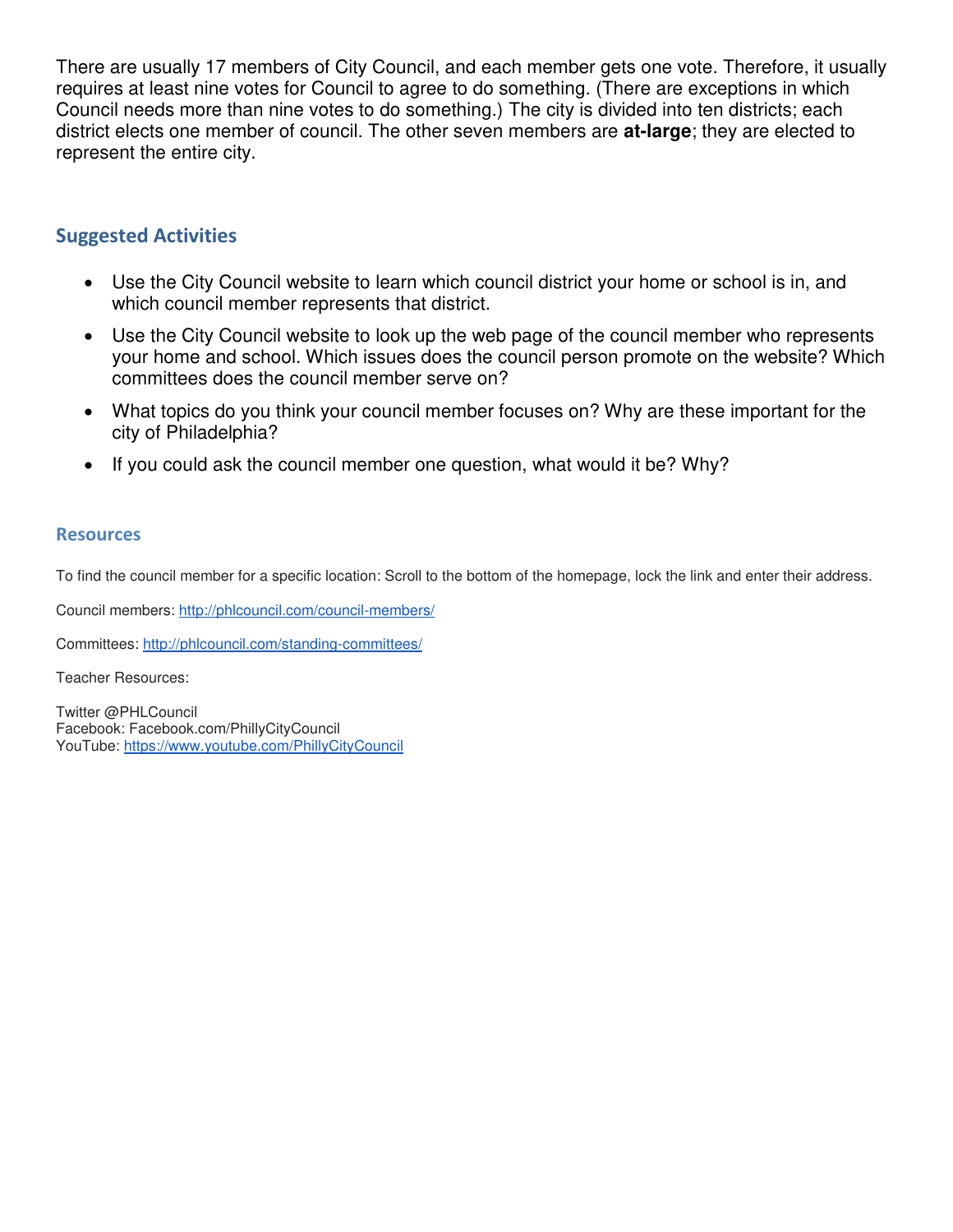There are usually 17 members of City Council, and each member gets one vote. Therefore, it usually requires at least nine votes for Council to agree to do something. (There are exceptions in which Council needs more than nine votes to do something.) The city is divided into ten districts; each district elects one member of council. The other seven members are **at-large**; they are elected to represent the entire city.

## Suggested Activities

- Use the City Council website to learn which council district your home or school is in, and which council member represents that district.
- Use the City Council website to look up the web page of the council member who represents your home and school. Which issues does the council person promote on the website? Which committees does the council member serve on?
- What topics do you think your council member focuses on? Why are these important for the city of Philadelphia?
- If you could ask the council member one question, what would it be? Why?

### Resources

To find the council member for a specific location: Scroll to the bottom of the homepage, lock the link and enter their address.

Council members: http://phlcouncil.com/council-members/

Committees: http://phlcouncil.com/standing-committees/

Teacher Resources:

Twitter @PHLCouncil
Facebook: Facebook.com/PhillyCityCouncil
YouTube: https://www.youtube.com/PhillyCityCouncil